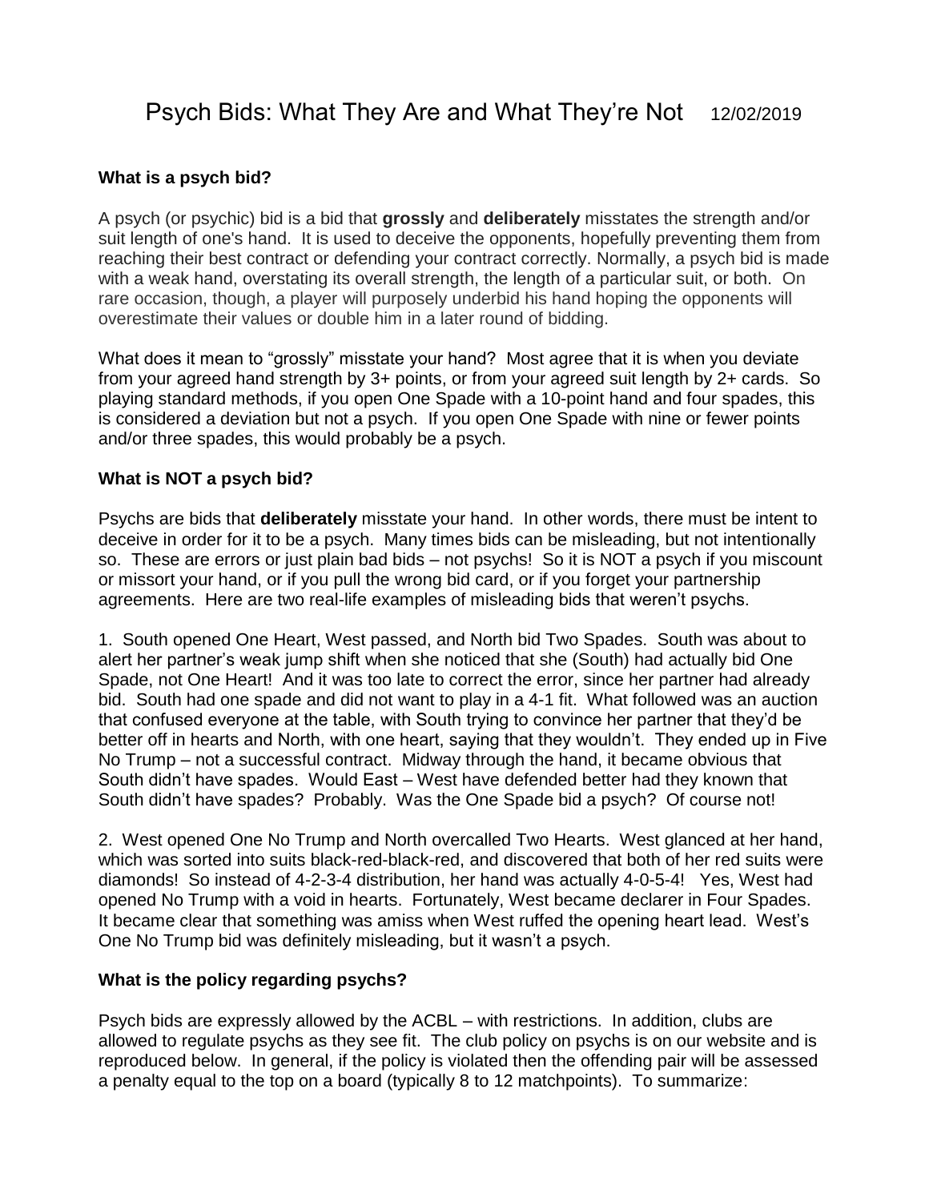# Psych Bids: What They Are and What They're Not 12/02/2019

### What is a psych bid?

A psych (or psychic) bid is a bid that **grossly** and **deliberately** misstates the strength and/or suit length of one's hand. It is used to deceive the opponents, hopefully preventing them from reaching their best contract or defending your contract correctly. Normally, a psych bid is made with a weak hand, overstating its overall strength, the length of a particular suit, or both. On rare occasion, though, a player will purposely underbid his hand hoping the opponents will overestimate their values or double him in a later round of bidding.

What does it mean to "grossly" misstate your hand? Most agree that it is when you deviate from your agreed hand strength by 3+ points, or from your agreed suit length by 2+ cards. So playing standard methods, if you open One Spade with a 10-point hand and four spades, this is considered a deviation but not a psych. If you open One Spade with nine or fewer points and/or three spades, this would probably be a psych.

### What is NOT a psych bid?

Psychs are bids that **deliberately** misstate your hand. In other words, there must be intent to deceive in order for it to be a psych. Many times bids can be misleading, but not intentionally so. These are errors or just plain bad bids – not psychs! So it is NOT a psych if you miscount or missort your hand, or if you pull the wrong bid card, or if you forget your partnership agreements. Here are two real-life examples of misleading bids that weren't psychs.

1. South opened One Heart, West passed, and North bid Two Spades. South was about to alert her partner's weak jump shift when she noticed that she (South) had actually bid One Spade, not One Heart! And it was too late to correct the error, since her partner had already bid. South had one spade and did not want to play in a 4-1 fit. What followed was an auction that confused everyone at the table, with South trying to convince her partner that they'd be better off in hearts and North, with one heart, saying that they wouldn't. They ended up in Five No Trump – not a successful contract. Midway through the hand, it became obvious that South didn't have spades. Would East – West have defended better had they known that South didn't have spades? Probably. Was the One Spade bid a psych? Of course not!

2. West opened One No Trump and North overcalled Two Hearts. West glanced at her hand, which was sorted into suits black-red-black-red, and discovered that both of her red suits were diamonds! So instead of 4-2-3-4 distribution, her hand was actually 4-0-5-4! Yes, West had opened No Trump with a void in hearts. Fortunately, West became declarer in Four Spades. It became clear that something was amiss when West ruffed the opening heart lead. West's One No Trump bid was definitely misleading, but it wasn't a psych.

### What is the policy regarding psychs?

Psych bids are expressly allowed by the ACBL – with restrictions. In addition, clubs are allowed to regulate psychs as they see fit. The club policy on psychs is on our website and is reproduced below. In general, if the policy is violated then the offending pair will be assessed a penalty equal to the top on a board (typically 8 to 12 matchpoints). To summarize: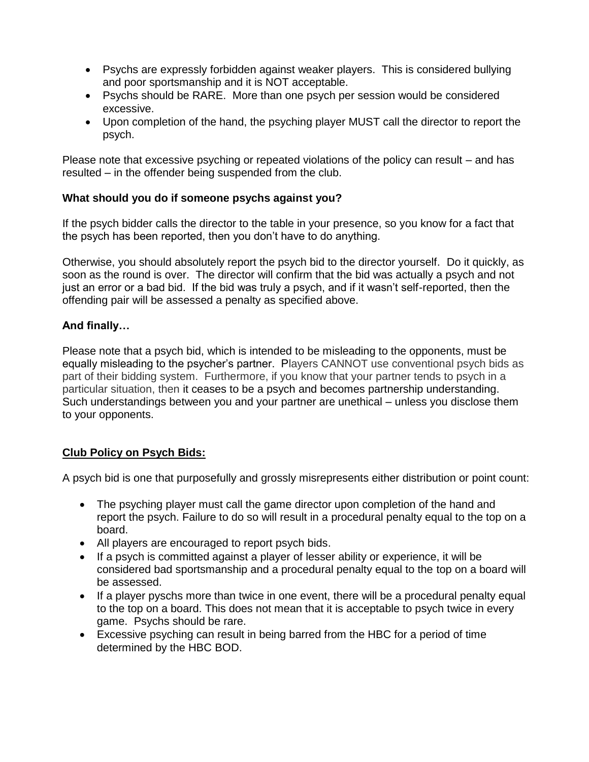- Psychs are expressly forbidden against weaker players. This is considered bullying and poor sportsmanship and it is NOT acceptable.
- Psychs should be RARE. More than one psych per session would be considered excessive.
- Upon completion of the hand, the psyching player MUST call the director to report the psych.

Please note that excessive psyching or repeated violations of the policy can result – and has resulted – in the offender being suspended from the club.

**What should you do if someone psychs against you?**

If the psych bidder calls the director to the table in your presence, so you know for a fact that the psych has been reported, then you don't have to do anything.

Otherwise, you should absolutely report the psych bid to the director yourself. Do it quickly, as soon as the round is over. The director will confirm that the bid was actually a psych and not just an error or a bad bid. If the bid was truly a psych, and if it wasn't self-reported, then the offending pair will be assessed a penalty as specified above.

**And finally…**

Please note that a psych bid, which is intended to be misleading to the opponents, must be equally misleading to the psycher's partner. Players CANNOT use conventional psych bids as part of their bidding system. Furthermore, if you know that your partner tends to psych in a particular situation, then it ceases to be a psych and becomes partnership understanding. Such understandings between you and your partner are unethical – unless you disclose them to your opponents.

**Club Policy on Psych Bids:**

A psych bid is one that purposefully and grossly misrepresents either distribution or point count:

- The psyching player must call the game director upon completion of the hand and report the psych. Failure to do so will result in a procedural penalty equal to the top on a board.
- All players are encouraged to report psych bids.
- If a psych is committed against a player of lesser ability or experience, it will be considered bad sportsmanship and a procedural penalty equal to the top on a board will be assessed.
- If a player pyschs more than twice in one event, there will be a procedural penalty equal to the top on a board. This does not mean that it is acceptable to psych twice in every game. Psychs should be rare.
- Excessive psyching can result in being barred from the HBC for a period of time determined by the HBC BOD.